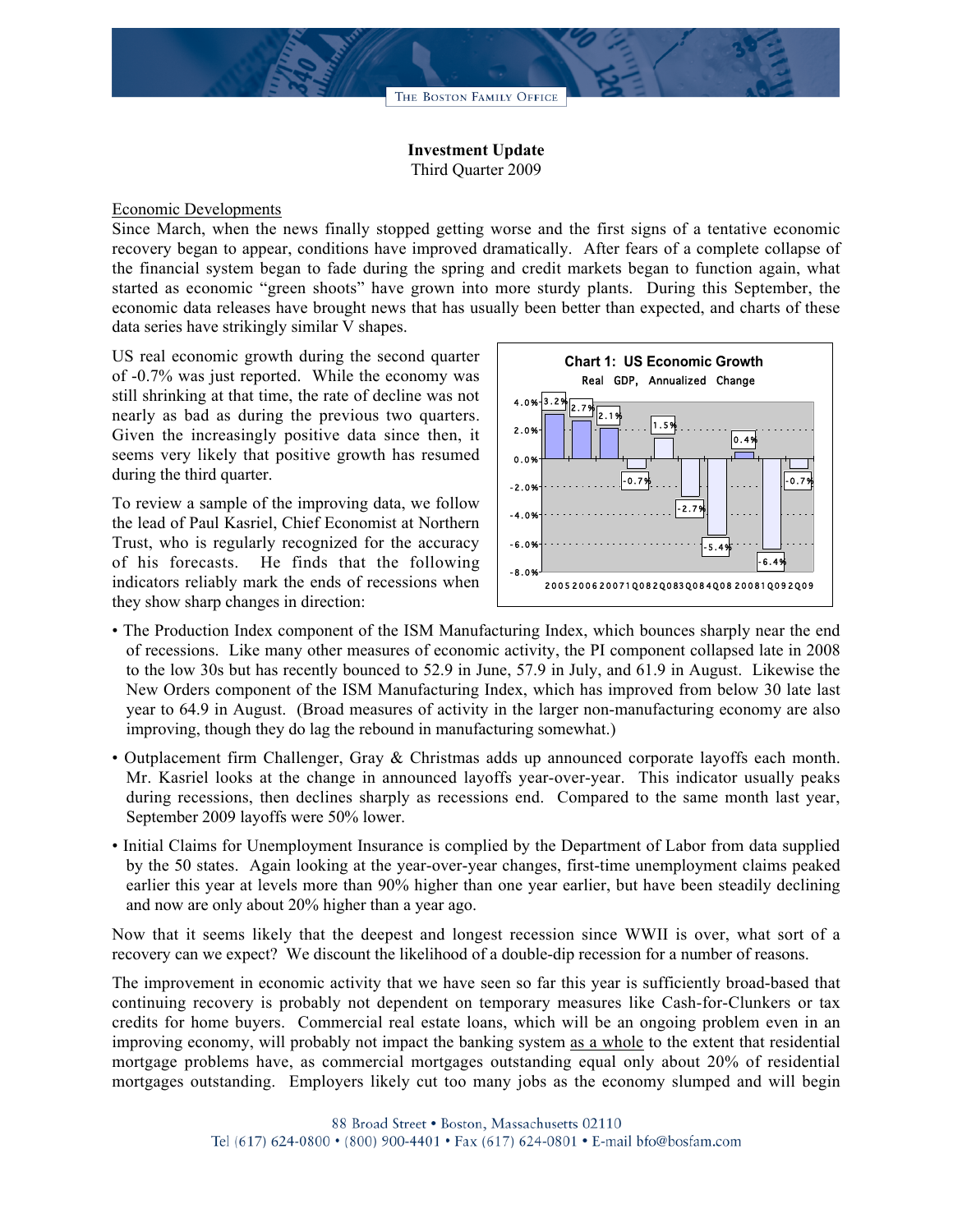**Investment Update**
Third Quarter 2009

Economic Developments

Since March, when the news finally stopped getting worse and the first signs of a tentative economic recovery began to appear, conditions have improved dramatically. After fears of a complete collapse of the financial system began to fade during the spring and credit markets began to function again, what started as economic "green shoots" have grown into more sturdy plants. During this September, the economic data releases have brought news that has usually been better than expected, and charts of these data series have strikingly similar V shapes.

US real economic growth during the second quarter of -0.7% was just reported. While the economy was still shrinking at that time, the rate of decline was not nearly as bad as during the previous two quarters. Given the increasingly positive data since then, it seems very likely that positive growth has resumed during the third quarter.

Chart 1: US Economic Growth
Real GDP, Annualized Change

4.0%
2.0%
0.0%
-2.0%
-4.0%
-6.0%
-8.0%

3.2%
2.7%
2.1%
-0.7%
1.5%
-2.7%
-5.4%
0.4%
-6.4%
-0.7%

2005 2006 2007 1Q08 2Q08 3Q08 4Q08 2008 1Q09 2Q09

To review a sample of the improving data, we follow the lead of Paul Kasriel, Chief Economist at Northern Trust, who is regularly recognized for the accuracy of his forecasts. He finds that the following indicators reliably mark the ends of recessions when they show sharp changes in direction:

- The Production Index component of the ISM Manufacturing Index, which bounces sharply near the end of recessions. Like many other measures of economic activity, the PI component collapsed late in 2008 to the low 30s but has recently bounced to 52.9 in June, 57.9 in July, and 61.9 in August. Likewise the New Orders component of the ISM Manufacturing Index, which has improved from below 30 late last year to 64.9 in August. (Broad measures of activity in the larger non-manufacturing economy are also improving, though they do lag the rebound in manufacturing somewhat.)
- Outplacement firm Challenger, Gray & Christmas adds up announced corporate layoffs each month. Mr. Kasriel looks at the change in announced layoffs year-over-year. This indicator usually peaks during recessions, then declines sharply as recessions end. Compared to the same month last year, September 2009 layoffs were 50% lower.
- Initial Claims for Unemployment Insurance is complied by the Department of Labor from data supplied by the 50 states. Again looking at the year-over-year changes, first-time unemployment claims peaked earlier this year at levels more than 90% higher than one year earlier, but have been steadily declining and now are only about 20% higher than a year ago.

Now that it seems likely that the deepest and longest recession since WWII is over, what sort of a recovery can we expect? We discount the likelihood of a double-dip recession for a number of reasons.

The improvement in economic activity that we have seen so far this year is sufficiently broad-based that continuing recovery is probably not dependent on temporary measures like Cash-for-Clunkers or tax credits for home buyers. Commercial real estate loans, which will be an ongoing problem even in an improving economy, will probably not impact the banking system as a whole to the extent that residential mortgage problems have, as commercial mortgages outstanding equal only about 20% of residential mortgages outstanding. Employers likely cut too many jobs as the economy slumped and will begin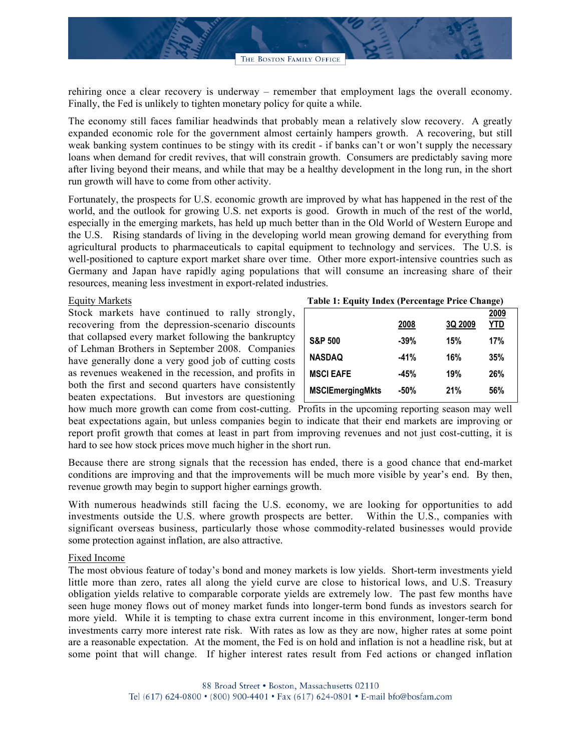rehiring once a clear recovery is underway – remember that employment lags the overall economy. Finally, the Fed is unlikely to tighten monetary policy for quite a while.

The economy still faces familiar headwinds that probably mean a relatively slow recovery. A greatly expanded economic role for the government almost certainly hampers growth. A recovering, but still weak banking system continues to be stingy with its credit - if banks can't or won't supply the necessary loans when demand for credit revives, that will constrain growth. Consumers are predictably saving more after living beyond their means, and while that may be a healthy development in the long run, in the short run growth will have to come from other activity.

Fortunately, the prospects for U.S. economic growth are improved by what has happened in the rest of the world, and the outlook for growing U.S. net exports is good. Growth in much of the rest of the world, especially in the emerging markets, has held up much better than in the Old World of Western Europe and the U.S. Rising standards of living in the developing world mean growing demand for everything from agricultural products to pharmaceuticals to capital equipment to technology and services. The U.S. is well-positioned to capture export market share over time. Other more export-intensive countries such as Germany and Japan have rapidly aging populations that will consume an increasing share of their resources, meaning less investment in export-related industries.

## Equity Markets

**Table 1: Equity Index (Percentage Price Change)**

| | 2008 | 3Q 2009 | 2009 YTD |
|---|---|---|---|
| **S&P 500** | -39% | 15% | 17% |
| **NASDAQ** | -41% | 16% | 35% |
| **MSCI EAFE** | -45% | 19% | 26% |
| **MSCIEmergingMkts** | -50% | 21% | 56% |

Stock markets have continued to rally strongly, recovering from the depression-scenario discounts that collapsed every market following the bankruptcy of Lehman Brothers in September 2008. Companies have generally done a very good job of cutting costs as revenues weakened in the recession, and profits in both the first and second quarters have consistently beaten expectations. But investors are questioning how much more growth can come from cost-cutting. Profits in the upcoming reporting season may well beat expectations again, but unless companies begin to indicate that their end markets are improving or report profit growth that comes at least in part from improving revenues and not just cost-cutting, it is hard to see how stock prices move much higher in the short run.

Because there are strong signals that the recession has ended, there is a good chance that end-market conditions are improving and that the improvements will be much more visible by year's end. By then, revenue growth may begin to support higher earnings growth.

With numerous headwinds still facing the U.S. economy, we are looking for opportunities to add investments outside the U.S. where growth prospects are better. Within the U.S., companies with significant overseas business, particularly those whose commodity-related businesses would provide some protection against inflation, are also attractive.

## Fixed Income

The most obvious feature of today's bond and money markets is low yields. Short-term investments yield little more than zero, rates all along the yield curve are close to historical lows, and U.S. Treasury obligation yields relative to comparable corporate yields are extremely low. The past few months have seen huge money flows out of money market funds into longer-term bond funds as investors search for more yield. While it is tempting to chase extra current income in this environment, longer-term bond investments carry more interest rate risk. With rates as low as they are now, higher rates at some point are a reasonable expectation. At the moment, the Fed is on hold and inflation is not a headline risk, but at some point that will change. If higher interest rates result from Fed actions or changed inflation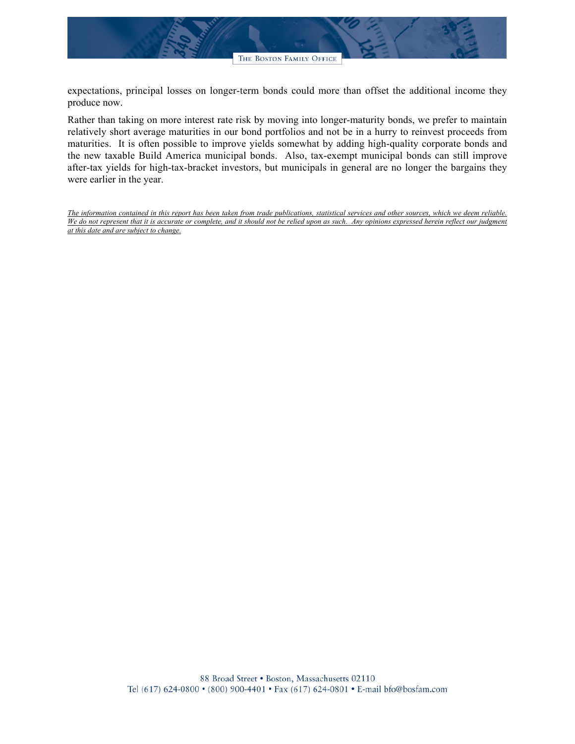expectations, principal losses on longer-term bonds could more than offset the additional income they produce now.

Rather than taking on more interest rate risk by moving into longer-maturity bonds, we prefer to maintain relatively short average maturities in our bond portfolios and not be in a hurry to reinvest proceeds from maturities. It is often possible to improve yields somewhat by adding high-quality corporate bonds and the new taxable Build America municipal bonds. Also, tax-exempt municipal bonds can still improve after-tax yields for high-tax-bracket investors, but municipals in general are no longer the bargains they were earlier in the year.

*The information contained in this report has been taken from trade publications, statistical services and other sources, which we deem reliable. We do not represent that it is accurate or complete, and it should not be relied upon as such. Any opinions expressed herein reflect our judgment at this date and are subject to change.*